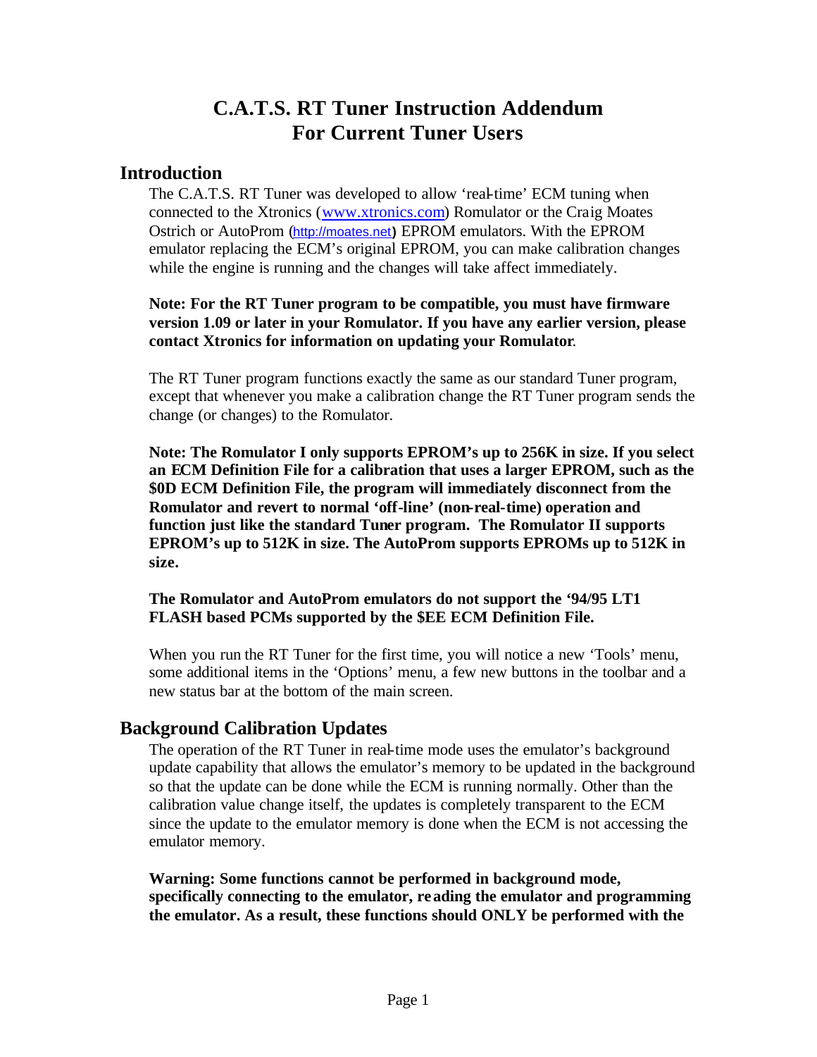# C.A.T.S. RT Tuner Instruction Addendum For Current Tuner Users

## Introduction

The C.A.T.S. RT Tuner was developed to allow 'real-time' ECM tuning when connected to the Xtronics (www.xtronics.com) Romulator or the Craig Moates Ostrich or AutoProm (http://moates.net) EPROM emulators. With the EPROM emulator replacing the ECM's original EPROM, you can make calibration changes while the engine is running and the changes will take affect immediately.

**Note: For the RT Tuner program to be compatible, you must have firmware version 1.09 or later in your Romulator. If you have any earlier version, please contact Xtronics for information on updating your Romulator.**

The RT Tuner program functions exactly the same as our standard Tuner program, except that whenever you make a calibration change the RT Tuner program sends the change (or changes) to the Romulator.

**Note: The Romulator I only supports EPROM's up to 256K in size. If you select an ECM Definition File for a calibration that uses a larger EPROM, such as the $0D ECM Definition File, the program will immediately disconnect from the Romulator and revert to normal 'off-line' (non-real-time) operation and function just like the standard Tuner program. The Romulator II supports EPROM's up to 512K in size. The AutoProm supports EPROMs up to 512K in size.**

**The Romulator and AutoProm emulators do not support the '94/95 LT1 FLASH based PCMs supported by the $EE ECM Definition File.**

When you run the RT Tuner for the first time, you will notice a new 'Tools' menu, some additional items in the 'Options' menu, a few new buttons in the toolbar and a new status bar at the bottom of the main screen.

## Background Calibration Updates

The operation of the RT Tuner in real-time mode uses the emulator's background update capability that allows the emulator's memory to be updated in the background so that the update can be done while the ECM is running normally. Other than the calibration value change itself, the updates is completely transparent to the ECM since the update to the emulator memory is done when the ECM is not accessing the emulator memory.

**Warning: Some functions cannot be performed in background mode, specifically connecting to the emulator, reading the emulator and programming the emulator. As a result, these functions should ONLY be performed with the**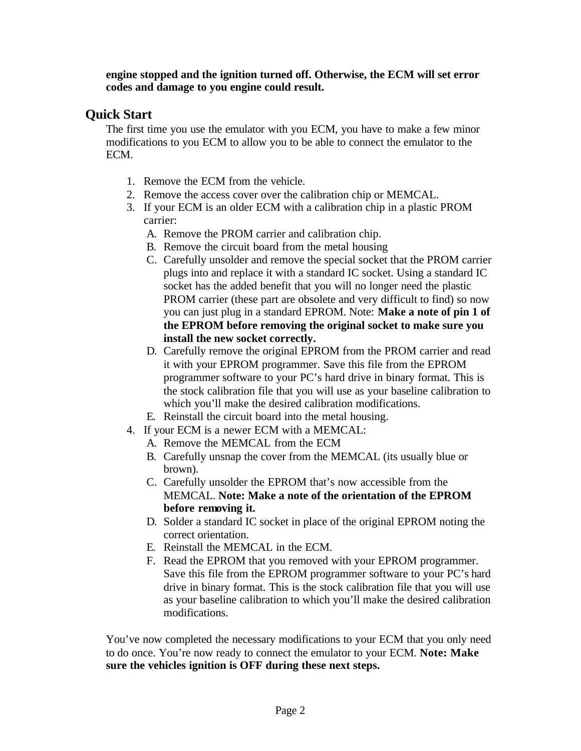**engine stopped and the ignition turned off. Otherwise, the ECM will set error codes and damage to you engine could result.**

## Quick Start

The first time you use the emulator with you ECM, you have to make a few minor modifications to you ECM to allow you to be able to connect the emulator to the ECM.

1. Remove the ECM from the vehicle.
2. Remove the access cover over the calibration chip or MEMCAL.
3. If your ECM is an older ECM with a calibration chip in a plastic PROM carrier:
   A. Remove the PROM carrier and calibration chip.
   B. Remove the circuit board from the metal housing
   C. Carefully unsolder and remove the special socket that the PROM carrier plugs into and replace it with a standard IC socket. Using a standard IC socket has the added benefit that you will no longer need the plastic PROM carrier (these part are obsolete and very difficult to find) so now you can just plug in a standard EPROM. Note: **Make a note of pin 1 of the EPROM before removing the original socket to make sure you install the new socket correctly.**
   D. Carefully remove the original EPROM from the PROM carrier and read it with your EPROM programmer. Save this file from the EPROM programmer software to your PC's hard drive in binary format. This is the stock calibration file that you will use as your baseline calibration to which you'll make the desired calibration modifications.
   E. Reinstall the circuit board into the metal housing.
4. If your ECM is a newer ECM with a MEMCAL:
   A. Remove the MEMCAL from the ECM
   B. Carefully unsnap the cover from the MEMCAL (its usually blue or brown).
   C. Carefully unsolder the EPROM that's now accessible from the MEMCAL. **Note: Make a note of the orientation of the EPROM before removing it.**
   D. Solder a standard IC socket in place of the original EPROM noting the correct orientation.
   E. Reinstall the MEMCAL in the ECM.
   F. Read the EPROM that you removed with your EPROM programmer. Save this file from the EPROM programmer software to your PC's hard drive in binary format. This is the stock calibration file that you will use as your baseline calibration to which you'll make the desired calibration modifications.

You've now completed the necessary modifications to your ECM that you only need to do once. You're now ready to connect the emulator to your ECM. **Note: Make sure the vehicles ignition is OFF during these next steps.**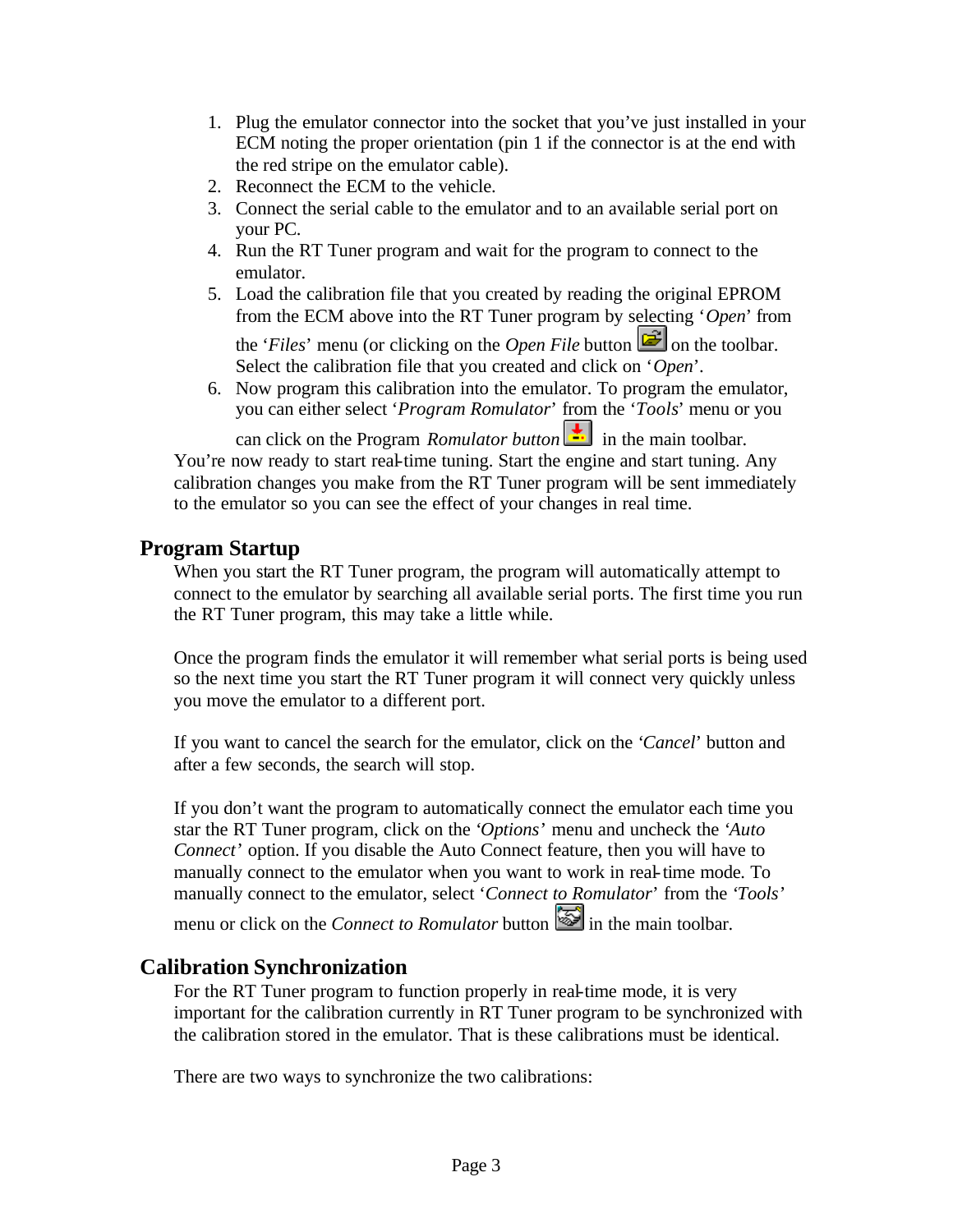1. Plug the emulator connector into the socket that you've just installed in your ECM noting the proper orientation (pin 1 if the connector is at the end with the red stripe on the emulator cable).
2. Reconnect the ECM to the vehicle.
3. Connect the serial cable to the emulator and to an available serial port on your PC.
4. Run the RT Tuner program and wait for the program to connect to the emulator.
5. Load the calibration file that you created by reading the original EPROM from the ECM above into the RT Tuner program by selecting '*Open*' from the '*Files*' menu (or clicking on the *Open File* button on the toolbar. Select the calibration file that you created and click on '*Open*'.
6. Now program this calibration into the emulator. To program the emulator, you can either select '*Program Romulator*' from the '*Tools*' menu or you can click on the Program *Romulator button* in the main toolbar.

You're now ready to start real-time tuning. Start the engine and start tuning. Any calibration changes you make from the RT Tuner program will be sent immediately to the emulator so you can see the effect of your changes in real time.

## Program Startup

When you start the RT Tuner program, the program will automatically attempt to connect to the emulator by searching all available serial ports. The first time you run the RT Tuner program, this may take a little while.

Once the program finds the emulator it will remember what serial ports is being used so the next time you start the RT Tuner program it will connect very quickly unless you move the emulator to a different port.

If you want to cancel the search for the emulator, click on the '*Cancel*' button and after a few seconds, the search will stop.

If you don't want the program to automatically connect the emulator each time you star the RT Tuner program, click on the '*Options*' menu and uncheck the '*Auto Connect*' option. If you disable the Auto Connect feature, then you will have to manually connect to the emulator when you want to work in real-time mode. To manually connect to the emulator, select '*Connect to Romulator*' from the '*Tools*' menu or click on the *Connect to Romulator* button in the main toolbar.

## Calibration Synchronization

For the RT Tuner program to function properly in real-time mode, it is very important for the calibration currently in RT Tuner program to be synchronized with the calibration stored in the emulator. That is these calibrations must be identical.

There are two ways to synchronize the two calibrations: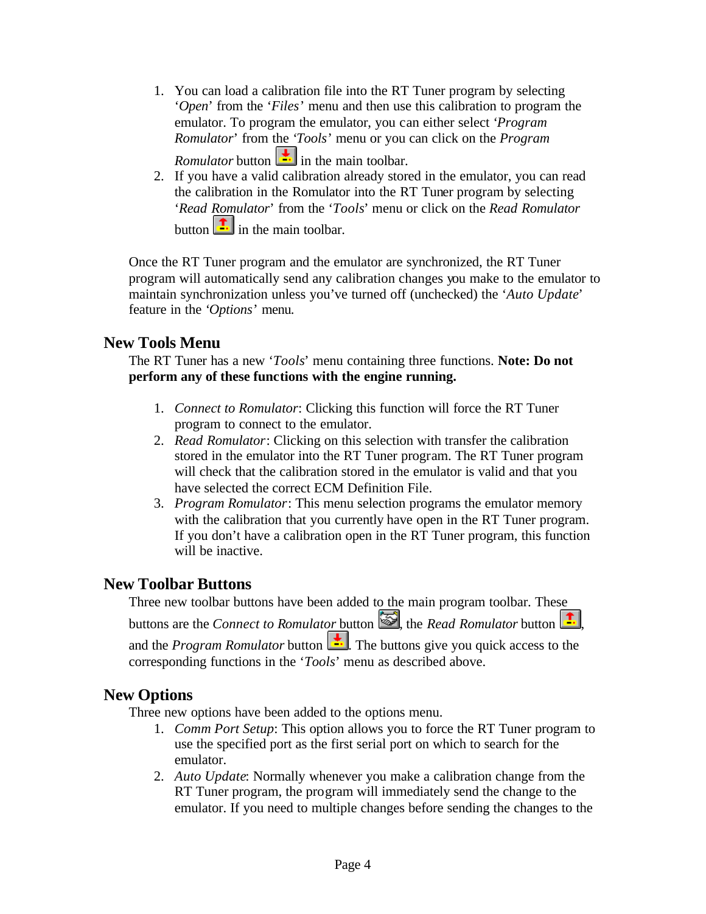1. You can load a calibration file into the RT Tuner program by selecting '*Open*' from the '*Files'* menu and then use this calibration to program the emulator. To program the emulator, you can either select '*Program Romulator*' from the '*Tools'* menu or you can click on the *Program Romulator* button in the main toolbar.
2. If you have a valid calibration already stored in the emulator, you can read the calibration in the Romulator into the RT Tuner program by selecting '*Read Romulator*' from the '*Tools*' menu or click on the *Read Romulator* button in the main toolbar.

Once the RT Tuner program and the emulator are synchronized, the RT Tuner program will automatically send any calibration changes you make to the emulator to maintain synchronization unless you've turned off (unchecked) the '*Auto Update*' feature in the '*Options'* menu.

## New Tools Menu

The RT Tuner has a new '*Tools*' menu containing three functions. **Note: Do not perform any of these functions with the engine running.**

1. *Connect to Romulator*: Clicking this function will force the RT Tuner program to connect to the emulator.
2. *Read Romulator*: Clicking on this selection with transfer the calibration stored in the emulator into the RT Tuner program. The RT Tuner program will check that the calibration stored in the emulator is valid and that you have selected the correct ECM Definition File.
3. *Program Romulator*: This menu selection programs the emulator memory with the calibration that you currently have open in the RT Tuner program. If you don't have a calibration open in the RT Tuner program, this function will be inactive.

## New Toolbar Buttons

Three new toolbar buttons have been added to the main program toolbar. These buttons are the *Connect to Romulator* button , the *Read Romulator* button , and the *Program Romulator* button . The buttons give you quick access to the corresponding functions in the '*Tools*' menu as described above.

## New Options

Three new options have been added to the options menu.

1. *Comm Port Setup*: This option allows you to force the RT Tuner program to use the specified port as the first serial port on which to search for the emulator.
2. *Auto Update*: Normally whenever you make a calibration change from the RT Tuner program, the program will immediately send the change to the emulator. If you need to multiple changes before sending the changes to the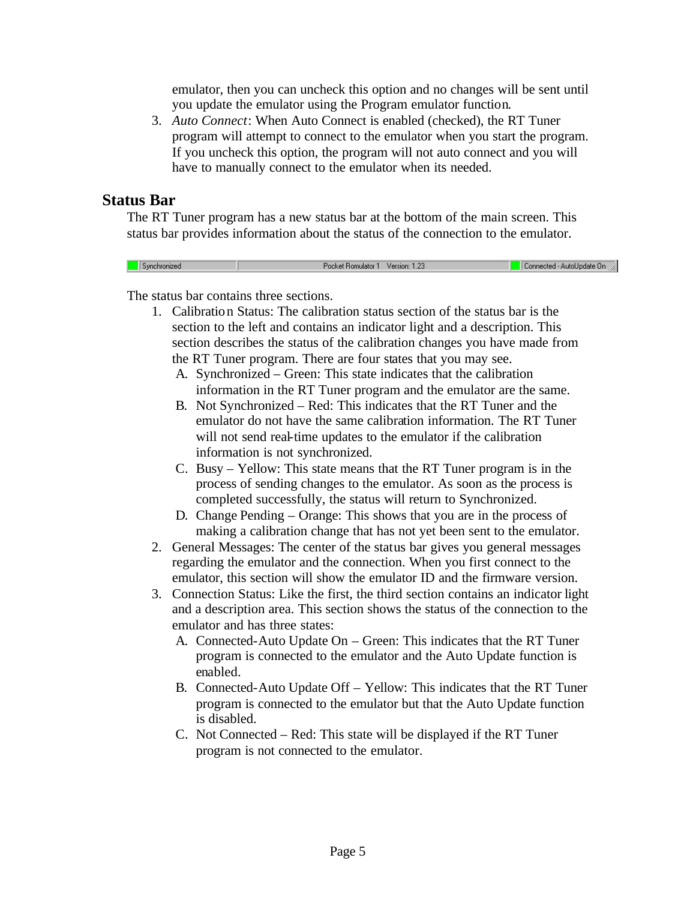emulator, then you can uncheck this option and no changes will be sent until you update the emulator using the Program emulator function.

3. *Auto Connect*: When Auto Connect is enabled (checked), the RT Tuner program will attempt to connect to the emulator when you start the program. If you uncheck this option, the program will not auto connect and you will have to manually connect to the emulator when its needed.

## Status Bar

The RT Tuner program has a new status bar at the bottom of the main screen. This status bar provides information about the status of the connection to the emulator.

The status bar contains three sections.

1. Calibration Status: The calibration status section of the status bar is the section to the left and contains an indicator light and a description. This section describes the status of the calibration changes you have made from the RT Tuner program. There are four states that you may see.
   A. Synchronized – Green: This state indicates that the calibration information in the RT Tuner program and the emulator are the same.
   B. Not Synchronized – Red: This indicates that the RT Tuner and the emulator do not have the same calibration information. The RT Tuner will not send real-time updates to the emulator if the calibration information is not synchronized.
   C. Busy – Yellow: This state means that the RT Tuner program is in the process of sending changes to the emulator. As soon as the process is completed successfully, the status will return to Synchronized.
   D. Change Pending – Orange: This shows that you are in the process of making a calibration change that has not yet been sent to the emulator.
2. General Messages: The center of the status bar gives you general messages regarding the emulator and the connection. When you first connect to the emulator, this section will show the emulator ID and the firmware version.
3. Connection Status: Like the first, the third section contains an indicator light and a description area. This section shows the status of the connection to the emulator and has three states:
   A. Connected-Auto Update On – Green: This indicates that the RT Tuner program is connected to the emulator and the Auto Update function is enabled.
   B. Connected-Auto Update Off – Yellow: This indicates that the RT Tuner program is connected to the emulator but that the Auto Update function is disabled.
   C. Not Connected – Red: This state will be displayed if the RT Tuner program is not connected to the emulator.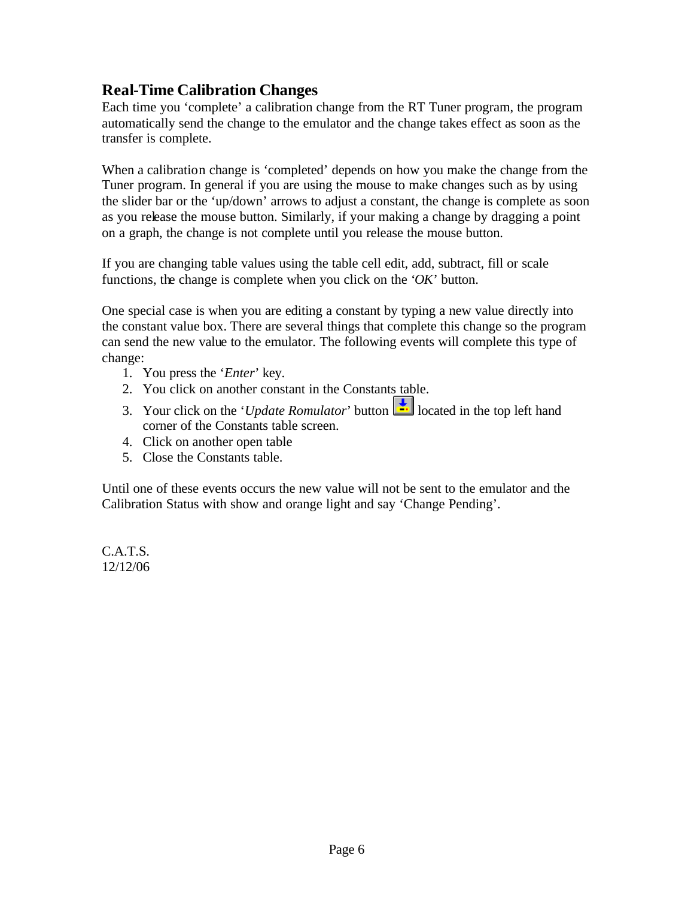## Real-Time Calibration Changes

Each time you 'complete' a calibration change from the RT Tuner program, the program automatically send the change to the emulator and the change takes effect as soon as the transfer is complete.

When a calibration change is 'completed' depends on how you make the change from the Tuner program. In general if you are using the mouse to make changes such as by using the slider bar or the 'up/down' arrows to adjust a constant, the change is complete as soon as you release the mouse button. Similarly, if your making a change by dragging a point on a graph, the change is not complete until you release the mouse button.

If you are changing table values using the table cell edit, add, subtract, fill or scale functions, the change is complete when you click on the '*OK*' button.

One special case is when you are editing a constant by typing a new value directly into the constant value box. There are several things that complete this change so the program can send the new value to the emulator. The following events will complete this type of change:

1. You press the '*Enter*' key.
2. You click on another constant in the Constants table.
3. Your click on the '*Update Romulator*' button located in the top left hand corner of the Constants table screen.
4. Click on another open table
5. Close the Constants table.

Until one of these events occurs the new value will not be sent to the emulator and the Calibration Status with show and orange light and say 'Change Pending'.

C.A.T.S.
12/12/06